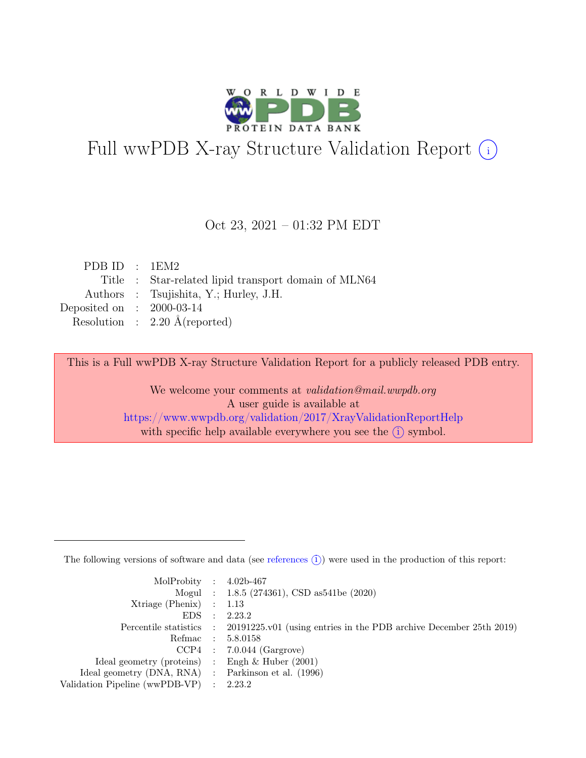# Full wwPDB X-ray Structure Validation Report (i)

Oct 23, 2021 – 01:32 PM EDT

| | | |
|---|---|---|
| PDB ID | : | 1EM2 |
| Title | : | Star-related lipid transport domain of MLN64 |
| Authors | : | Tsujishita, Y.; Hurley, J.H. |
| Deposited on | : | 2000-03-14 |
| Resolution | : | 2.20 Å(reported) |

This is a Full wwPDB X-ray Structure Validation Report for a publicly released PDB entry.

We welcome your comments at *validation@mail.wwpdb.org*
A user guide is available at
https://www.wwpdb.org/validation/2017/XrayValidationReportHelp
with specific help available everywhere you see the (i) symbol.

---

The following versions of software and data (see references (i)) were used in the production of this report:

| | | |
|---|---|---|
| MolProbity | : | 4.02b-467 |
| Mogul | : | 1.8.5 (274361), CSD as541be (2020) |
| Xtriage (Phenix) | : | 1.13 |
| EDS | : | 2.23.2 |
| Percentile statistics | : | 20191225.v01 (using entries in the PDB archive December 25th 2019) |
| Refmac | : | 5.8.0158 |
| CCP4 | : | 7.0.044 (Gargrove) |
| Ideal geometry (proteins) | : | Engh & Huber (2001) |
| Ideal geometry (DNA, RNA) | : | Parkinson et al. (1996) |
| Validation Pipeline (wwPDB-VP) | : | 2.23.2 |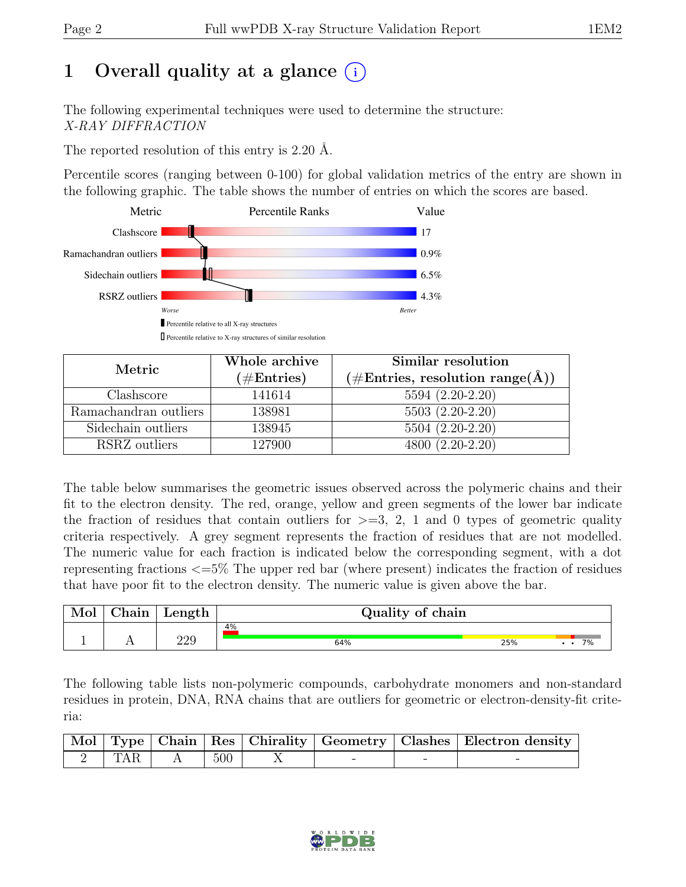# 1 Overall quality at a glance

The following experimental techniques were used to determine the structure: *X-RAY DIFFRACTION*

The reported resolution of this entry is 2.20 Å.

Percentile scores (ranging between 0-100) for global validation metrics of the entry are shown in the following graphic. The table shows the number of entries on which the scores are based.

| Metric | Value |
|---|---|
| Clashscore | 17 |
| Ramachandran outliers | 0.9% |
| Sidechain outliers | 6.5% |
| RSRZ outliers | 4.3% |

| Metric | Whole archive (#Entries) | Similar resolution (#Entries, resolution range(Å)) |
|---|---|---|
| Clashscore | 141614 | 5594 (2.20-2.20) |
| Ramachandran outliers | 138981 | 5503 (2.20-2.20) |
| Sidechain outliers | 138945 | 5504 (2.20-2.20) |
| RSRZ outliers | 127900 | 4800 (2.20-2.20) |

The table below summarises the geometric issues observed across the polymeric chains and their fit to the electron density. The red, orange, yellow and green segments of the lower bar indicate the fraction of residues that contain outliers for >=3, 2, 1 and 0 types of geometric quality criteria respectively. A grey segment represents the fraction of residues that are not modelled. The numeric value for each fraction is indicated below the corresponding segment, with a dot representing fractions <=5% The upper red bar (where present) indicates the fraction of residues that have poor fit to the electron density. The numeric value is given above the bar.

| Mol | Chain | Length | Quality of chain |
|---|---|---|---|
| 1 | A | 229 | 4% / 64% / 25% / • • 7% |

The following table lists non-polymeric compounds, carbohydrate monomers and non-standard residues in protein, DNA, RNA chains that are outliers for geometric or electron-density-fit criteria:

| Mol | Type | Chain | Res | Chirality | Geometry | Clashes | Electron density |
|---|---|---|---|---|---|---|---|
| 2 | TAR | A | 500 | X | - | - | - |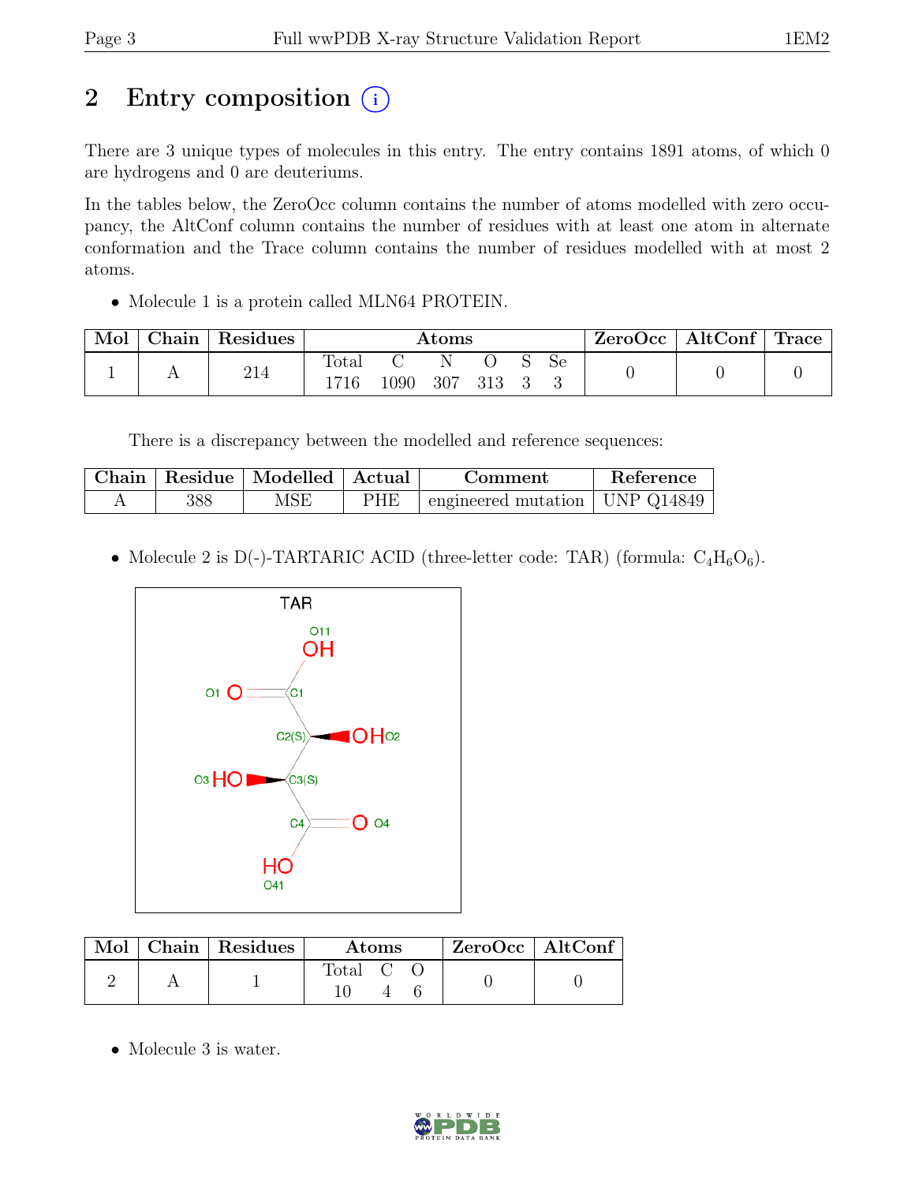# 2 Entry composition

There are 3 unique types of molecules in this entry. The entry contains 1891 atoms, of which 0 are hydrogens and 0 are deuteriums.

In the tables below, the ZeroOcc column contains the number of atoms modelled with zero occupancy, the AltConf column contains the number of residues with at least one atom in alternate conformation and the Trace column contains the number of residues modelled with at most 2 atoms.

- Molecule 1 is a protein called MLN64 PROTEIN.

| Mol | Chain | Residues | Atoms | | | | | | ZeroOcc | AltConf | Trace |
|---|---|---|---|---|---|---|---|---|---|---|---|
| | | | Total | C | N | O | S | Se | | | |
| 1 | A | 214 | 1716 | 1090 | 307 | 313 | 3 | 3 | 0 | 0 | 0 |

There is a discrepancy between the modelled and reference sequences:

| Chain | Residue | Modelled | Actual | Comment | Reference |
|---|---|---|---|---|---|
| A | 388 | MSE | PHE | engineered mutation | UNP Q14849 |

- Molecule 2 is D(-)-TARTARIC ACID (three-letter code: TAR) (formula: $C_4H_6O_6$).

| Mol | Chain | Residues | Atoms | | | ZeroOcc | AltConf |
|---|---|---|---|---|---|---|---|
| | | | Total | C | O | | |
| 2 | A | 1 | 10 | 4 | 6 | 0 | 0 |

- Molecule 3 is water.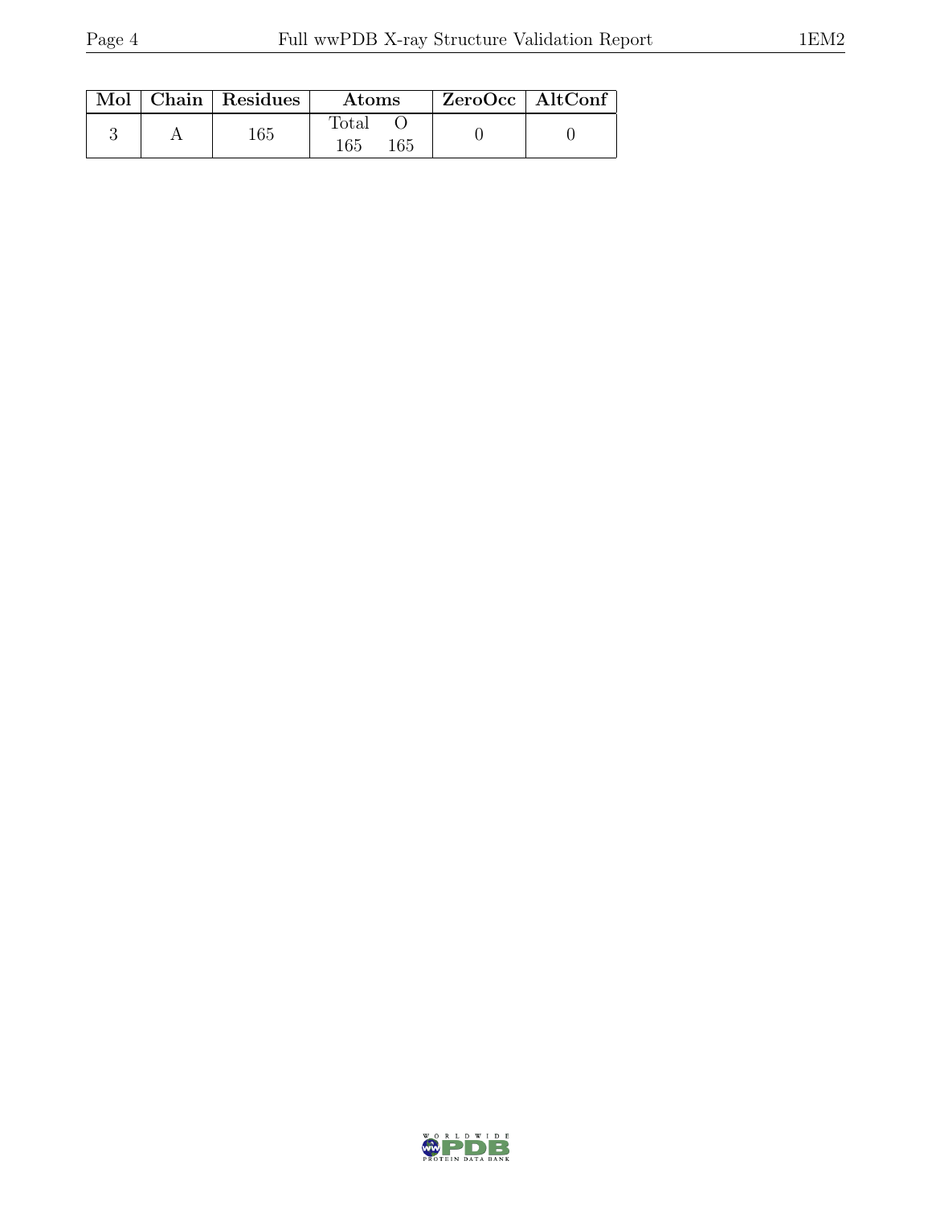| Mol | Chain | Residues | Atoms | | ZeroOcc | AltConf |
|---|---|---|---|---|---|---|
| | | | Total | O | | |
| 3 | A | 165 | 165 | 165 | 0 | 0 |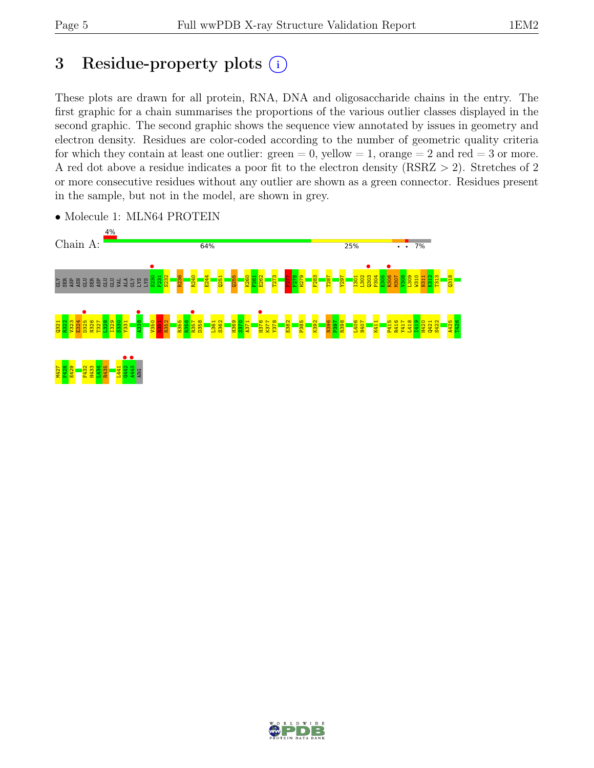# 3 Residue-property plots

These plots are drawn for all protein, RNA, DNA and oligosaccharide chains in the entry. The first graphic for a chain summarises the proportions of the various outlier classes displayed in the second graphic. The second graphic shows the sequence view annotated by issues in geometry and electron density. Residues are color-coded according to the number of geometric quality criteria for which they contain at least one outlier: green = 0, yellow = 1, orange = 2 and red = 3 or more. A red dot above a residue indicates a poor fit to the electron density (RSRZ > 2). Stretches of 2 or more consecutive residues without any outlier are shown as a green connector. Residues present in the sample, but not in the model, are shown in grey.

- Molecule 1: MLN64 PROTEIN

Chain A: 4% | 64% | 25% | • • 7%

GLY SER ASP ASN GLU SER ASP GLU GLU VAL ALA GLY LYS LYS S230 F231 S232 R236 R240 E244 Q251 Q255 K260 F261 E262 T273 P277 F278 H279 F283 T287 Y297 I301 L302 Q303 P304 E305 R306 M307 V308 L309 W310 N311 K312 T313 Q318

Q321 K322 V323 E324 D325 N326 T327 L328 I329 S330 Y331 A338 V350 F351 R352 R355 R356 R357 D358 L361 S362 H369 S370 A371 H376 K377 Y378 E382 P385 K392 N396 P397 R398 L406 N407 K411 P415 R416 Y417 L418 I419 H420 Q421 S422 A425 T426

M427 F428 E429 F432 H433 L434 R435 L441 G442 A443 ARG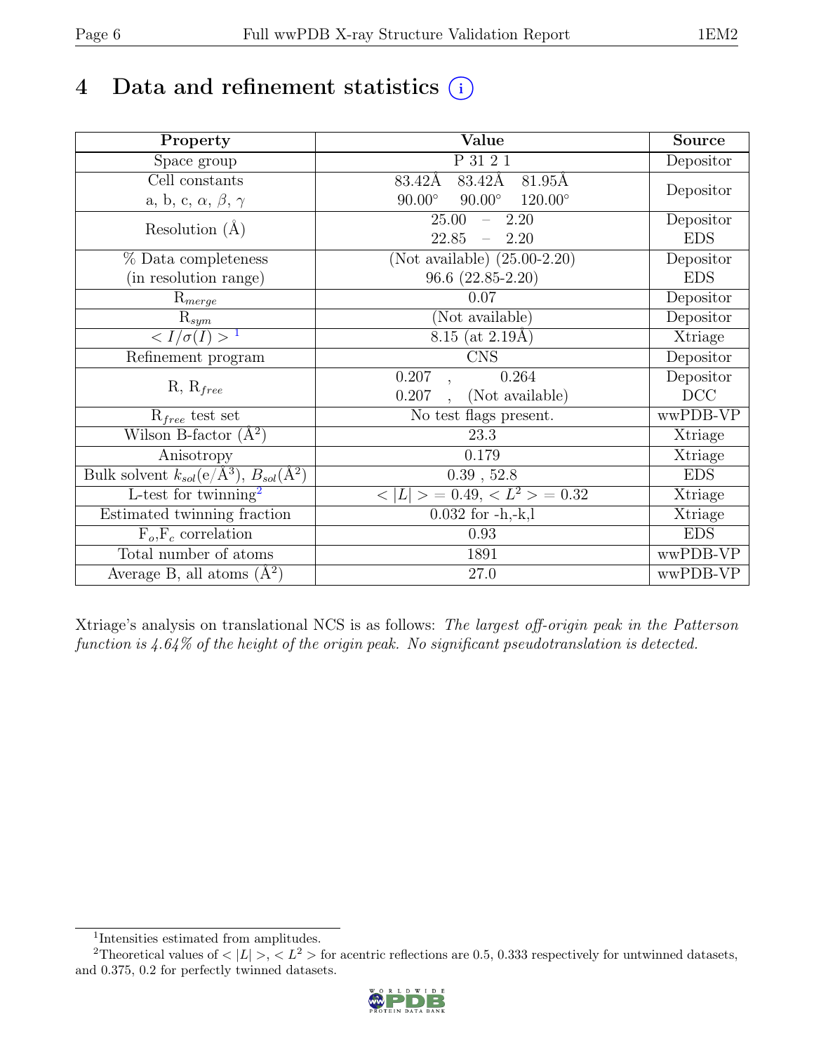# 4 Data and refinement statistics (i)

| Property | Value | Source |
|---|---|---|
| Space group | P 31 2 1 | Depositor |
| Cell constants<br>a, b, c, $\alpha$, $\beta$, $\gamma$ | 83.42Å 83.42Å 81.95Å<br>90.00° 90.00° 120.00° | Depositor |
| Resolution (Å) | 25.00 – 2.20<br>22.85 – 2.20 | Depositor<br>EDS |
| % Data completeness<br>(in resolution range) | (Not available) (25.00-2.20)<br>96.6 (22.85-2.20) | Depositor<br>EDS |
| $R_{merge}$ | 0.07 | Depositor |
| $R_{sym}$ | (Not available) | Depositor |
| $< I/\sigma(I) >$ [1] | 8.15 (at 2.19Å) | Xtriage |
| Refinement program | CNS | Depositor |
| R, $R_{free}$ | 0.207 , 0.264<br>0.207 , (Not available) | Depositor<br>DCC |
| $R_{free}$ test set | No test flags present. | wwPDB-VP |
| Wilson B-factor (Å$^2$) | 23.3 | Xtriage |
| Anisotropy | 0.179 | Xtriage |
| Bulk solvent $k_{sol}$(e/Å$^3$), $B_{sol}$(Å$^2$) | 0.39 , 52.8 | EDS |
| L-test for twinning[2] | $< \|L\| > = 0.49$, $< L^2 > = 0.32$ | Xtriage |
| Estimated twinning fraction | 0.032 for -h,-k,l | Xtriage |
| $F_o$,$F_c$ correlation | 0.93 | EDS |
| Total number of atoms | 1891 | wwPDB-VP |
| Average B, all atoms (Å$^2$) | 27.0 | wwPDB-VP |

Xtriage's analysis on translational NCS is as follows: *The largest off-origin peak in the Patterson function is 4.64% of the height of the origin peak. No significant pseudotranslation is detected.*

[1] Intensities estimated from amplitudes.

[2] Theoretical values of $< |L| >$, $< L^2 >$ for acentric reflections are 0.5, 0.333 respectively for untwinned datasets, and 0.375, 0.2 for perfectly twinned datasets.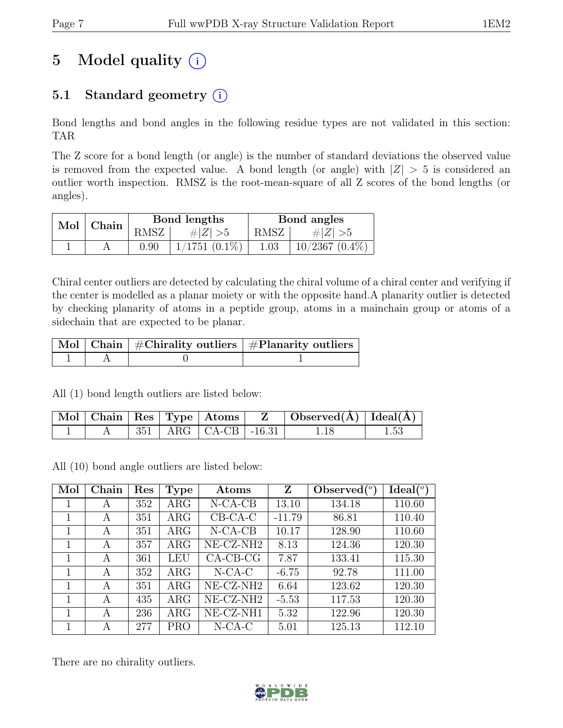# 5 Model quality (i)

## 5.1 Standard geometry (i)

Bond lengths and bond angles in the following residue types are not validated in this section: TAR

The Z score for a bond length (or angle) is the number of standard deviations the observed value is removed from the expected value. A bond length (or angle) with $|Z| > 5$ is considered an outlier worth inspection. RMSZ is the root-mean-square of all Z scores of the bond lengths (or angles).

| Mol | Chain | Bond lengths | | Bond angles | |
|---|---|---|---|---|---|
| | | RMSZ | $\#|Z| > 5$ | RMSZ | $\#|Z| > 5$ |
| 1 | A | 0.90 | 1/1751 (0.1%) | 1.03 | 10/2367 (0.4%) |

Chiral center outliers are detected by calculating the chiral volume of a chiral center and verifying if the center is modelled as a planar moiety or with the opposite hand.A planarity outlier is detected by checking planarity of atoms in a peptide group, atoms in a mainchain group or atoms of a sidechain that are expected to be planar.

| Mol | Chain | #Chirality outliers | #Planarity outliers |
|---|---|---|---|
| 1 | A | 0 | 1 |

All (1) bond length outliers are listed below:

| Mol | Chain | Res | Type | Atoms | Z | Observed(Å) | Ideal(Å) |
|---|---|---|---|---|---|---|---|
| 1 | A | 351 | ARG | CA-CB | -16.31 | 1.18 | 1.53 |

All (10) bond angle outliers are listed below:

| Mol | Chain | Res | Type | Atoms | Z | Observed(°) | Ideal(°) |
|---|---|---|---|---|---|---|---|
| 1 | A | 352 | ARG | N-CA-CB | 13.10 | 134.18 | 110.60 |
| 1 | A | 351 | ARG | CB-CA-C | -11.79 | 86.81 | 110.40 |
| 1 | A | 351 | ARG | N-CA-CB | 10.17 | 128.90 | 110.60 |
| 1 | A | 357 | ARG | NE-CZ-NH2 | 8.13 | 124.36 | 120.30 |
| 1 | A | 361 | LEU | CA-CB-CG | 7.87 | 133.41 | 115.30 |
| 1 | A | 352 | ARG | N-CA-C | -6.75 | 92.78 | 111.00 |
| 1 | A | 351 | ARG | NE-CZ-NH2 | 6.64 | 123.62 | 120.30 |
| 1 | A | 435 | ARG | NE-CZ-NH2 | -5.53 | 117.53 | 120.30 |
| 1 | A | 236 | ARG | NE-CZ-NH1 | 5.32 | 122.96 | 120.30 |
| 1 | A | 277 | PRO | N-CA-C | 5.01 | 125.13 | 112.10 |

There are no chirality outliers.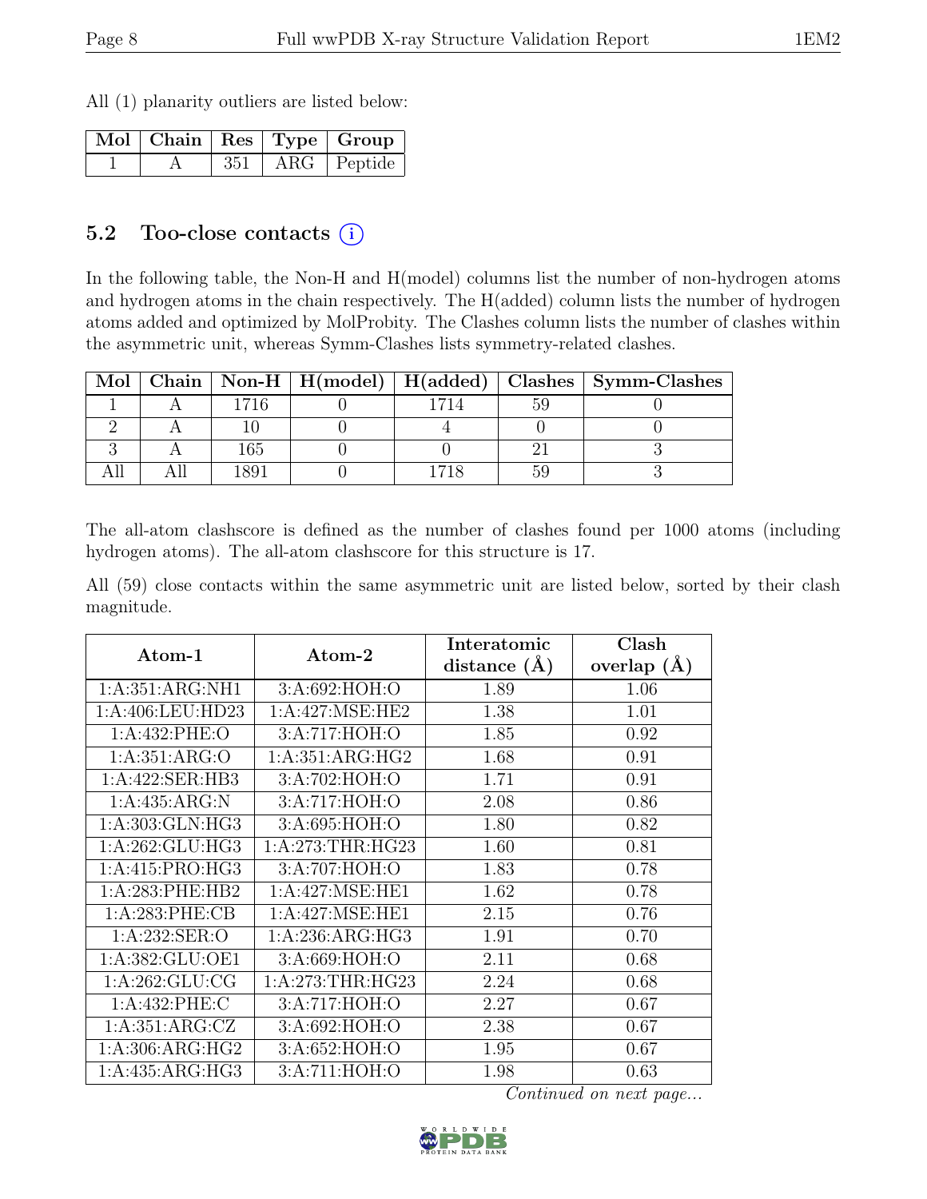All (1) planarity outliers are listed below:

| Mol | Chain | Res | Type | Group |
|---|---|---|---|---|
| 1 | A | 351 | ARG | Peptide |

## 5.2 Too-close contacts (i)

In the following table, the Non-H and H(model) columns list the number of non-hydrogen atoms and hydrogen atoms in the chain respectively. The H(added) column lists the number of hydrogen atoms added and optimized by MolProbity. The Clashes column lists the number of clashes within the asymmetric unit, whereas Symm-Clashes lists symmetry-related clashes.

| Mol | Chain | Non-H | H(model) | H(added) | Clashes | Symm-Clashes |
|---|---|---|---|---|---|---|
| 1 | A | 1716 | 0 | 1714 | 59 | 0 |
| 2 | A | 10 | 0 | 4 | 0 | 0 |
| 3 | A | 165 | 0 | 0 | 21 | 3 |
| All | All | 1891 | 0 | 1718 | 59 | 3 |

The all-atom clashscore is defined as the number of clashes found per 1000 atoms (including hydrogen atoms). The all-atom clashscore for this structure is 17.

All (59) close contacts within the same asymmetric unit are listed below, sorted by their clash magnitude.

| Atom-1 | Atom-2 | Interatomic distance (Å) | Clash overlap (Å) |
|---|---|---|---|
| 1:A:351:ARG:NH1 | 3:A:692:HOH:O | 1.89 | 1.06 |
| 1:A:406:LEU:HD23 | 1:A:427:MSE:HE2 | 1.38 | 1.01 |
| 1:A:432:PHE:O | 3:A:717:HOH:O | 1.85 | 0.92 |
| 1:A:351:ARG:O | 1:A:351:ARG:HG2 | 1.68 | 0.91 |
| 1:A:422:SER:HB3 | 3:A:702:HOH:O | 1.71 | 0.91 |
| 1:A:435:ARG:N | 3:A:717:HOH:O | 2.08 | 0.86 |
| 1:A:303:GLN:HG3 | 3:A:695:HOH:O | 1.80 | 0.82 |
| 1:A:262:GLU:HG3 | 1:A:273:THR:HG23 | 1.60 | 0.81 |
| 1:A:415:PRO:HG3 | 3:A:707:HOH:O | 1.83 | 0.78 |
| 1:A:283:PHE:HB2 | 1:A:427:MSE:HE1 | 1.62 | 0.78 |
| 1:A:283:PHE:CB | 1:A:427:MSE:HE1 | 2.15 | 0.76 |
| 1:A:232:SER:O | 1:A:236:ARG:HG3 | 1.91 | 0.70 |
| 1:A:382:GLU:OE1 | 3:A:669:HOH:O | 2.11 | 0.68 |
| 1:A:262:GLU:CG | 1:A:273:THR:HG23 | 2.24 | 0.68 |
| 1:A:432:PHE:C | 3:A:717:HOH:O | 2.27 | 0.67 |
| 1:A:351:ARG:CZ | 3:A:692:HOH:O | 2.38 | 0.67 |
| 1:A:306:ARG:HG2 | 3:A:652:HOH:O | 1.95 | 0.67 |
| 1:A:435:ARG:HG3 | 3:A:711:HOH:O | 1.98 | 0.63 |

*Continued on next page...*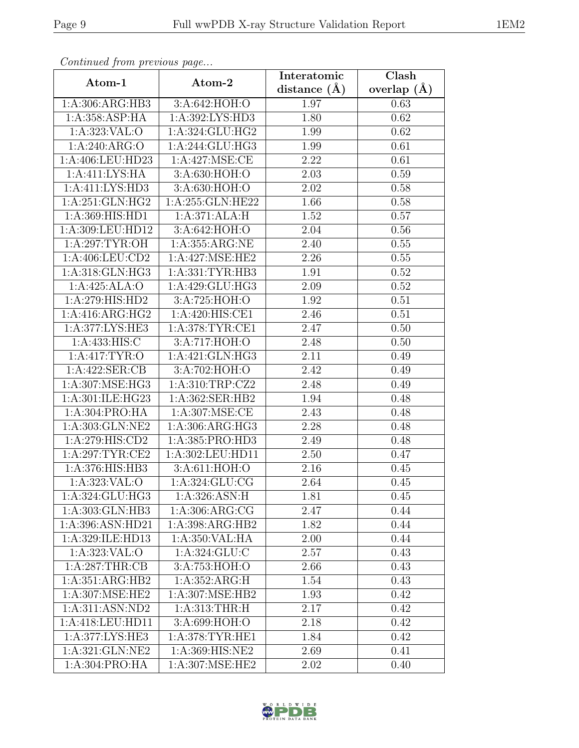*Continued from previous page...*

| Atom-1 | Atom-2 | Interatomic distance (Å) | Clash overlap (Å) |
|---|---|---|---|
| 1:A:306:ARG:HB3 | 3:A:642:HOH:O | 1.97 | 0.63 |
| 1:A:358:ASP:HA | 1:A:392:LYS:HD3 | 1.80 | 0.62 |
| 1:A:323:VAL:O | 1:A:324:GLU:HG2 | 1.99 | 0.62 |
| 1:A:240:ARG:O | 1:A:244:GLU:HG3 | 1.99 | 0.61 |
| 1:A:406:LEU:HD23 | 1:A:427:MSE:CE | 2.22 | 0.61 |
| 1:A:411:LYS:HA | 3:A:630:HOH:O | 2.03 | 0.59 |
| 1:A:411:LYS:HD3 | 3:A:630:HOH:O | 2.02 | 0.58 |
| 1:A:251:GLN:HG2 | 1:A:255:GLN:HE22 | 1.66 | 0.58 |
| 1:A:369:HIS:HD1 | 1:A:371:ALA:H | 1.52 | 0.57 |
| 1:A:309:LEU:HD12 | 3:A:642:HOH:O | 2.04 | 0.56 |
| 1:A:297:TYR:OH | 1:A:355:ARG:NE | 2.40 | 0.55 |
| 1:A:406:LEU:CD2 | 1:A:427:MSE:HE2 | 2.26 | 0.55 |
| 1:A:318:GLN:HG3 | 1:A:331:TYR:HB3 | 1.91 | 0.52 |
| 1:A:425:ALA:O | 1:A:429:GLU:HG3 | 2.09 | 0.52 |
| 1:A:279:HIS:HD2 | 3:A:725:HOH:O | 1.92 | 0.51 |
| 1:A:416:ARG:HG2 | 1:A:420:HIS:CE1 | 2.46 | 0.51 |
| 1:A:377:LYS:HE3 | 1:A:378:TYR:CE1 | 2.47 | 0.50 |
| 1:A:433:HIS:C | 3:A:717:HOH:O | 2.48 | 0.50 |
| 1:A:417:TYR:O | 1:A:421:GLN:HG3 | 2.11 | 0.49 |
| 1:A:422:SER:CB | 3:A:702:HOH:O | 2.42 | 0.49 |
| 1:A:307:MSE:HG3 | 1:A:310:TRP:CZ2 | 2.48 | 0.49 |
| 1:A:301:ILE:HG23 | 1:A:362:SER:HB2 | 1.94 | 0.48 |
| 1:A:304:PRO:HA | 1:A:307:MSE:CE | 2.43 | 0.48 |
| 1:A:303:GLN:NE2 | 1:A:306:ARG:HG3 | 2.28 | 0.48 |
| 1:A:279:HIS:CD2 | 1:A:385:PRO:HD3 | 2.49 | 0.48 |
| 1:A:297:TYR:CE2 | 1:A:302:LEU:HD11 | 2.50 | 0.47 |
| 1:A:376:HIS:HB3 | 3:A:611:HOH:O | 2.16 | 0.45 |
| 1:A:323:VAL:O | 1:A:324:GLU:CG | 2.64 | 0.45 |
| 1:A:324:GLU:HG3 | 1:A:326:ASN:H | 1.81 | 0.45 |
| 1:A:303:GLN:HB3 | 1:A:306:ARG:CG | 2.47 | 0.44 |
| 1:A:396:ASN:HD21 | 1:A:398:ARG:HB2 | 1.82 | 0.44 |
| 1:A:329:ILE:HD13 | 1:A:350:VAL:HA | 2.00 | 0.44 |
| 1:A:323:VAL:O | 1:A:324:GLU:C | 2.57 | 0.43 |
| 1:A:287:THR:CB | 3:A:753:HOH:O | 2.66 | 0.43 |
| 1:A:351:ARG:HB2 | 1:A:352:ARG:H | 1.54 | 0.43 |
| 1:A:307:MSE:HE2 | 1:A:307:MSE:HB2 | 1.93 | 0.42 |
| 1:A:311:ASN:ND2 | 1:A:313:THR:H | 2.17 | 0.42 |
| 1:A:418:LEU:HD11 | 3:A:699:HOH:O | 2.18 | 0.42 |
| 1:A:377:LYS:HE3 | 1:A:378:TYR:HE1 | 1.84 | 0.42 |
| 1:A:321:GLN:NE2 | 1:A:369:HIS:NE2 | 2.69 | 0.41 |
| 1:A:304:PRO:HA | 1:A:307:MSE:HE2 | 2.02 | 0.40 |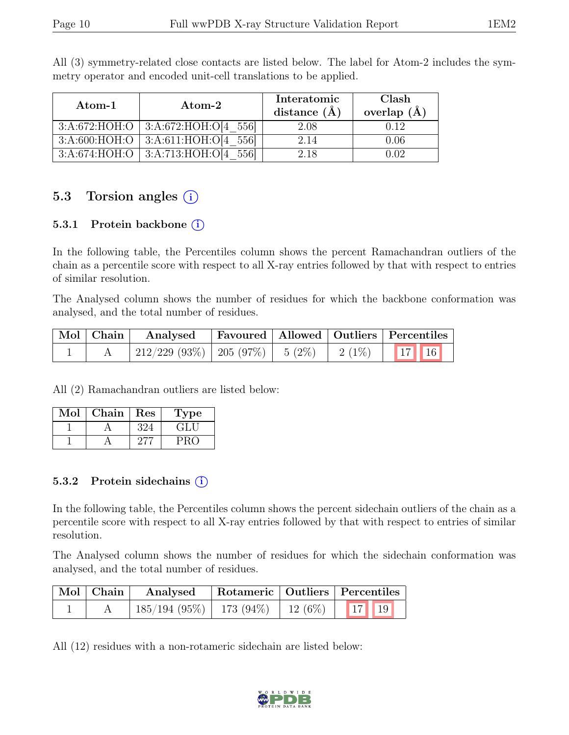All (3) symmetry-related close contacts are listed below. The label for Atom-2 includes the symmetry operator and encoded unit-cell translations to be applied.

| Atom-1 | Atom-2 | Interatomic distance (Å) | Clash overlap (Å) |
|---|---|---|---|
| 3:A:672:HOH:O | 3:A:672:HOH:O[4_556] | 2.08 | 0.12 |
| 3:A:600:HOH:O | 3:A:611:HOH:O[4_556] | 2.14 | 0.06 |
| 3:A:674:HOH:O | 3:A:713:HOH:O[4_556] | 2.18 | 0.02 |

## 5.3 Torsion angles (i)

### 5.3.1 Protein backbone (i)

In the following table, the Percentiles column shows the percent Ramachandran outliers of the chain as a percentile score with respect to all X-ray entries followed by that with respect to entries of similar resolution.

The Analysed column shows the number of residues for which the backbone conformation was analysed, and the total number of residues.

| Mol | Chain | Analysed | Favoured | Allowed | Outliers | Percentiles | |
|---|---|---|---|---|---|---|---|
| 1 | A | 212/229 (93%) | 205 (97%) | 5 (2%) | 2 (1%) | 17 | 16 |

All (2) Ramachandran outliers are listed below:

| Mol | Chain | Res | Type |
|---|---|---|---|
| 1 | A | 324 | GLU |
| 1 | A | 277 | PRO |

### 5.3.2 Protein sidechains (i)

In the following table, the Percentiles column shows the percent sidechain outliers of the chain as a percentile score with respect to all X-ray entries followed by that with respect to entries of similar resolution.

The Analysed column shows the number of residues for which the sidechain conformation was analysed, and the total number of residues.

| Mol | Chain | Analysed | Rotameric | Outliers | Percentiles | |
|---|---|---|---|---|---|---|
| 1 | A | 185/194 (95%) | 173 (94%) | 12 (6%) | 17 | 19 |

All (12) residues with a non-rotameric sidechain are listed below: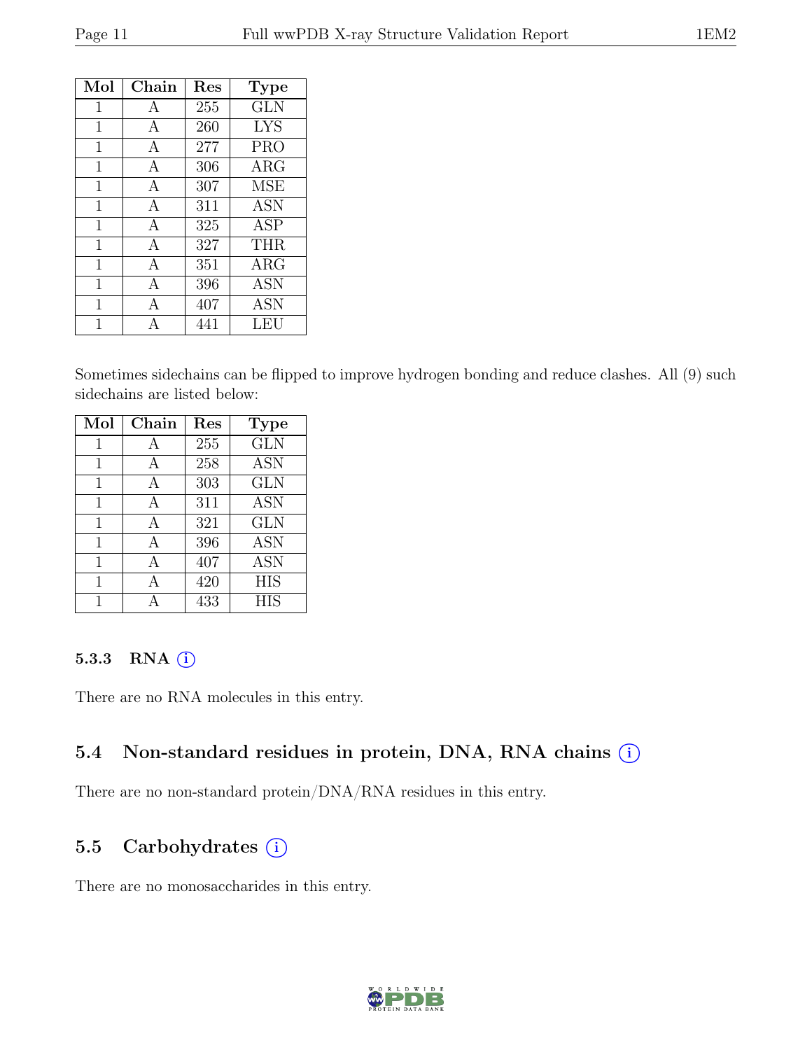| Mol | Chain | Res | Type |
|---|---|---|---|
| 1 | A | 255 | GLN |
| 1 | A | 260 | LYS |
| 1 | A | 277 | PRO |
| 1 | A | 306 | ARG |
| 1 | A | 307 | MSE |
| 1 | A | 311 | ASN |
| 1 | A | 325 | ASP |
| 1 | A | 327 | THR |
| 1 | A | 351 | ARG |
| 1 | A | 396 | ASN |
| 1 | A | 407 | ASN |
| 1 | A | 441 | LEU |

Sometimes sidechains can be flipped to improve hydrogen bonding and reduce clashes. All (9) such sidechains are listed below:

| Mol | Chain | Res | Type |
|---|---|---|---|
| 1 | A | 255 | GLN |
| 1 | A | 258 | ASN |
| 1 | A | 303 | GLN |
| 1 | A | 311 | ASN |
| 1 | A | 321 | GLN |
| 1 | A | 396 | ASN |
| 1 | A | 407 | ASN |
| 1 | A | 420 | HIS |
| 1 | A | 433 | HIS |

### 5.3.3 RNA

There are no RNA molecules in this entry.

## 5.4 Non-standard residues in protein, DNA, RNA chains

There are no non-standard protein/DNA/RNA residues in this entry.

## 5.5 Carbohydrates

There are no monosaccharides in this entry.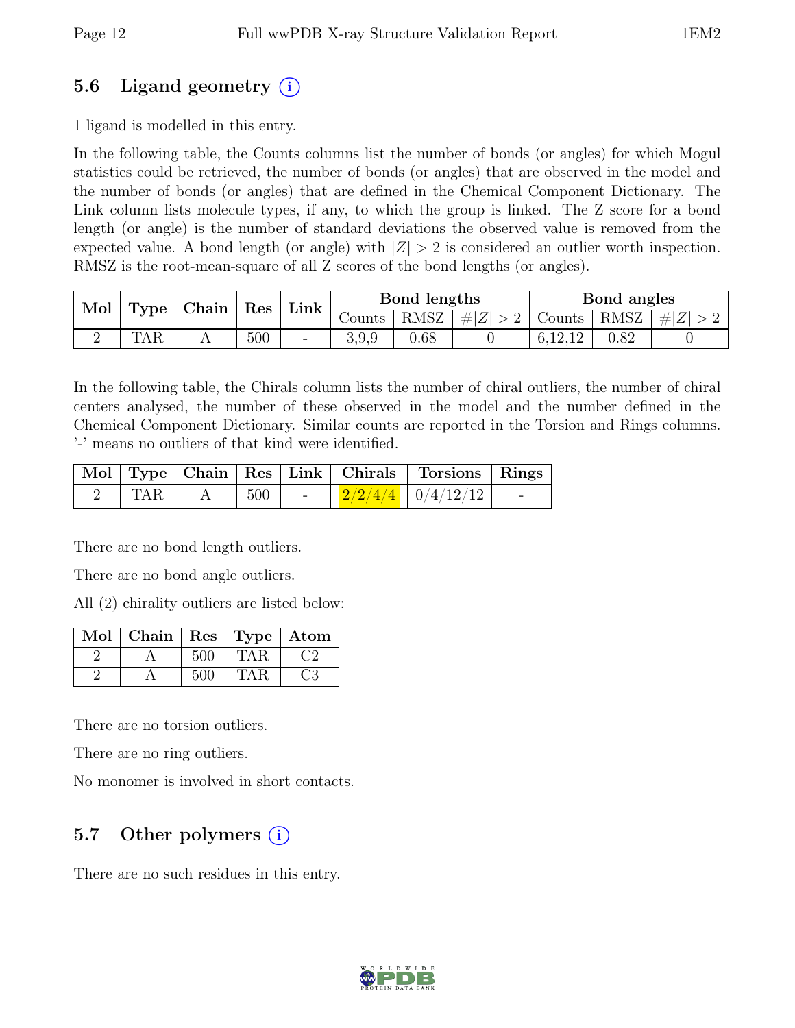## 5.6 Ligand geometry (i)

1 ligand is modelled in this entry.

In the following table, the Counts columns list the number of bonds (or angles) for which Mogul statistics could be retrieved, the number of bonds (or angles) that are observed in the model and the number of bonds (or angles) that are defined in the Chemical Component Dictionary. The Link column lists molecule types, if any, to which the group is linked. The Z score for a bond length (or angle) is the number of standard deviations the observed value is removed from the expected value. A bond length (or angle) with $|Z| > 2$ is considered an outlier worth inspection. RMSZ is the root-mean-square of all Z scores of the bond lengths (or angles).

| Mol | Type | Chain | Res | Link | Bond lengths | | | Bond angles | | |
|---|---|---|---|---|---|---|---|---|---|---|
| | | | | | Counts | RMSZ | $\#\|Z\| > 2$ | Counts | RMSZ | $\#\|Z\| > 2$ |
| 2 | TAR | A | 500 | - | 3,9,9 | 0.68 | 0 | 6,12,12 | 0.82 | 0 |

In the following table, the Chirals column lists the number of chiral outliers, the number of chiral centers analysed, the number of these observed in the model and the number defined in the Chemical Component Dictionary. Similar counts are reported in the Torsion and Rings columns. '-' means no outliers of that kind were identified.

| Mol | Type | Chain | Res | Link | Chirals | Torsions | Rings |
|---|---|---|---|---|---|---|---|
| 2 | TAR | A | 500 | - | 2/2/4/4 | 0/4/12/12 | - |

There are no bond length outliers.

There are no bond angle outliers.

All (2) chirality outliers are listed below:

| Mol | Chain | Res | Type | Atom |
|---|---|---|---|---|
| 2 | A | 500 | TAR | C2 |
| 2 | A | 500 | TAR | C3 |

There are no torsion outliers.

There are no ring outliers.

No monomer is involved in short contacts.

## 5.7 Other polymers (i)

There are no such residues in this entry.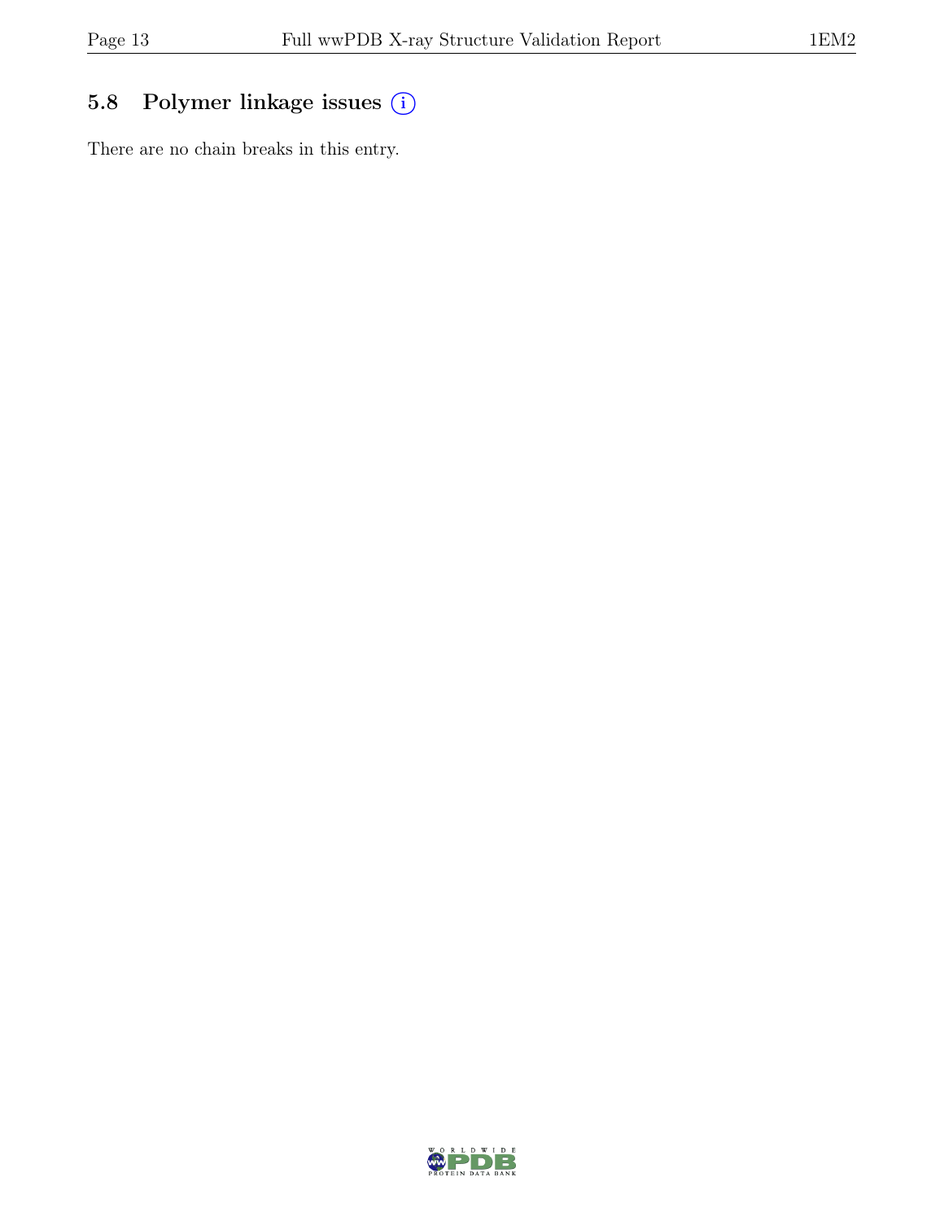## 5.8 Polymer linkage issues ⓘ

There are no chain breaks in this entry.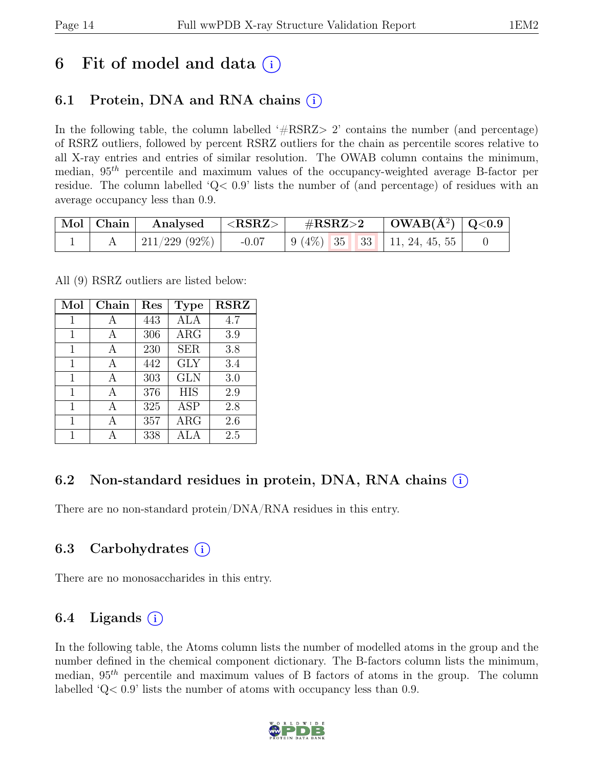# 6 Fit of model and data ⓘ

## 6.1 Protein, DNA and RNA chains ⓘ

In the following table, the column labelled '#RSRZ> 2' contains the number (and percentage) of RSRZ outliers, followed by percent RSRZ outliers for the chain as percentile scores relative to all X-ray entries and entries of similar resolution. The OWAB column contains the minimum, median, $95^{th}$ percentile and maximum values of the occupancy-weighted average B-factor per residue. The column labelled 'Q< 0.9' lists the number of (and percentage) of residues with an average occupancy less than 0.9.

| Mol | Chain | Analysed | <RSRZ> | #RSRZ>2 | | | OWAB(Å$^2$) | Q<0.9 |
|---|---|---|---|---|---|---|---|---|
| 1 | A | 211/229 (92%) | -0.07 | 9 (4%) | 35 | 33 | 11, 24, 45, 55 | 0 |

All (9) RSRZ outliers are listed below:

| Mol | Chain | Res | Type | RSRZ |
|---|---|---|---|---|
| 1 | A | 443 | ALA | 4.7 |
| 1 | A | 306 | ARG | 3.9 |
| 1 | A | 230 | SER | 3.8 |
| 1 | A | 442 | GLY | 3.4 |
| 1 | A | 303 | GLN | 3.0 |
| 1 | A | 376 | HIS | 2.9 |
| 1 | A | 325 | ASP | 2.8 |
| 1 | A | 357 | ARG | 2.6 |
| 1 | A | 338 | ALA | 2.5 |

## 6.2 Non-standard residues in protein, DNA, RNA chains ⓘ

There are no non-standard protein/DNA/RNA residues in this entry.

## 6.3 Carbohydrates ⓘ

There are no monosaccharides in this entry.

## 6.4 Ligands ⓘ

In the following table, the Atoms column lists the number of modelled atoms in the group and the number defined in the chemical component dictionary. The B-factors column lists the minimum, median, $95^{th}$ percentile and maximum values of B factors of atoms in the group. The column labelled 'Q< 0.9' lists the number of atoms with occupancy less than 0.9.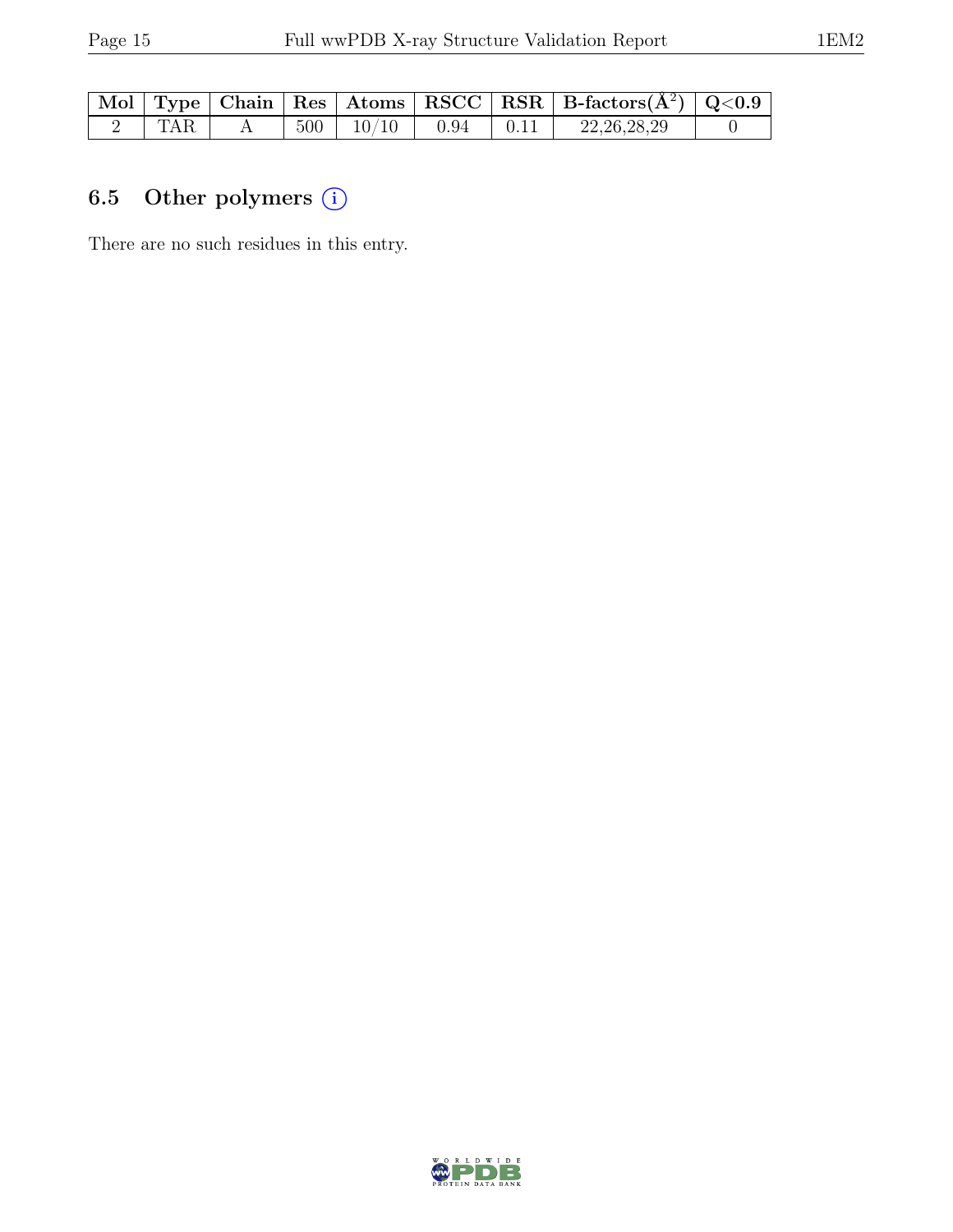| Mol | Type | Chain | Res | Atoms | RSCC | RSR | B-factors($Å^2$) | Q<0.9 |
|---|---|---|---|---|---|---|---|---|
| 2 | TAR | A | 500 | 10/10 | 0.94 | 0.11 | 22,26,28,29 | 0 |

## 6.5 Other polymers

There are no such residues in this entry.